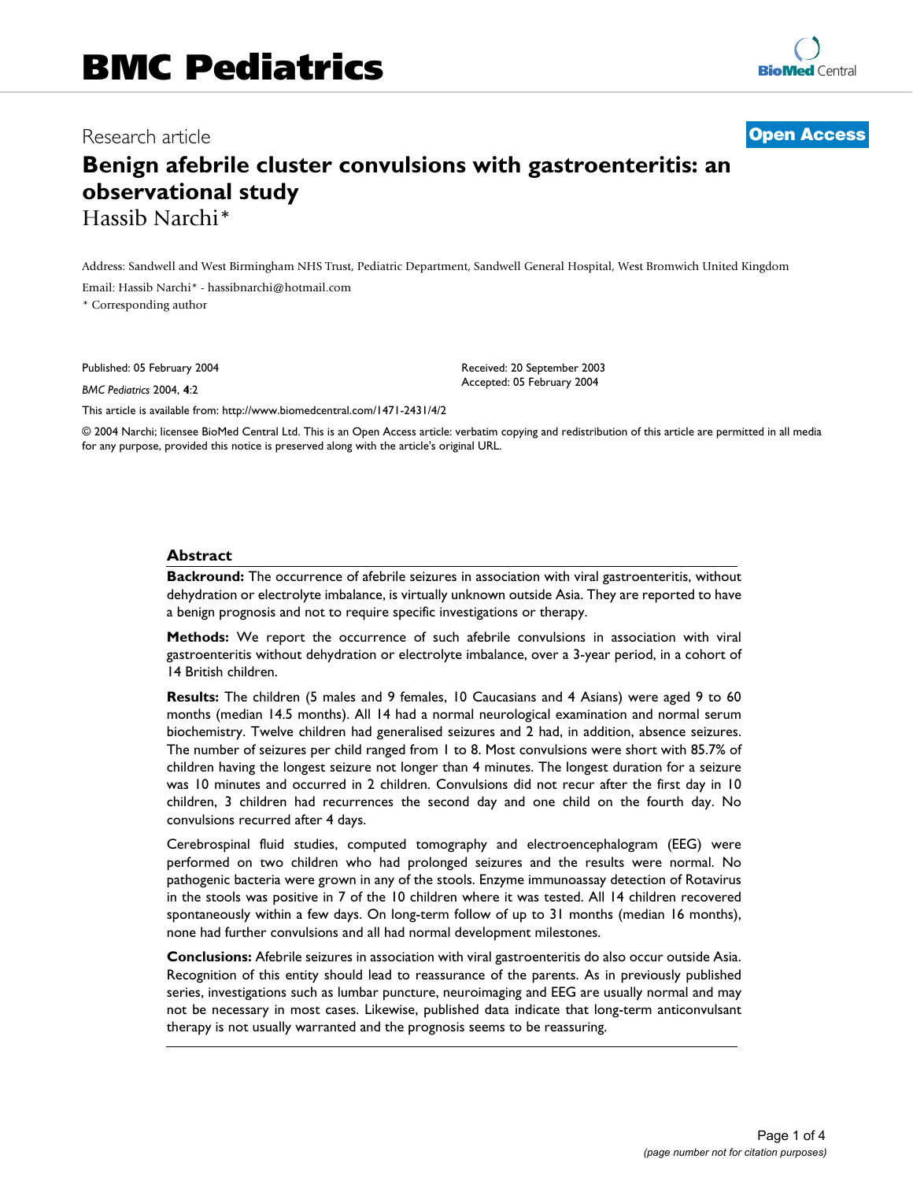# BMC Pediatrics

Research article

**Open Access**

# Benign afebrile cluster convulsions with gastroenteritis: an observational study

Hassib Narchi*

Address: Sandwell and West Birmingham NHS Trust, Pediatric Department, Sandwell General Hospital, West Bromwich United Kingdom

Email: Hassib Narchi* - hassibnarchi@hotmail.com

* Corresponding author

Published: 05 February 2004

*BMC Pediatrics* 2004, **4**:2

Received: 20 September 2003
Accepted: 05 February 2004

This article is available from: http://www.biomedcentral.com/1471-2431/4/2

© 2004 Narchi; licensee BioMed Central Ltd. This is an Open Access article: verbatim copying and redistribution of this article are permitted in all media for any purpose, provided this notice is preserved along with the article's original URL.

## Abstract

**Backround:** The occurrence of afebrile seizures in association with viral gastroenteritis, without dehydration or electrolyte imbalance, is virtually unknown outside Asia. They are reported to have a benign prognosis and not to require specific investigations or therapy.

**Methods:** We report the occurrence of such afebrile convulsions in association with viral gastroenteritis without dehydration or electrolyte imbalance, over a 3-year period, in a cohort of 14 British children.

**Results:** The children (5 males and 9 females, 10 Caucasians and 4 Asians) were aged 9 to 60 months (median 14.5 months). All 14 had a normal neurological examination and normal serum biochemistry. Twelve children had generalised seizures and 2 had, in addition, absence seizures. The number of seizures per child ranged from 1 to 8. Most convulsions were short with 85.7% of children having the longest seizure not longer than 4 minutes. The longest duration for a seizure was 10 minutes and occurred in 2 children. Convulsions did not recur after the first day in 10 children, 3 children had recurrences the second day and one child on the fourth day. No convulsions recurred after 4 days.

Cerebrospinal fluid studies, computed tomography and electroencephalogram (EEG) were performed on two children who had prolonged seizures and the results were normal. No pathogenic bacteria were grown in any of the stools. Enzyme immunoassay detection of Rotavirus in the stools was positive in 7 of the 10 children where it was tested. All 14 children recovered spontaneously within a few days. On long-term follow of up to 31 months (median 16 months), none had further convulsions and all had normal development milestones.

**Conclusions:** Afebrile seizures in association with viral gastroenteritis do also occur outside Asia. Recognition of this entity should lead to reassurance of the parents. As in previously published series, investigations such as lumbar puncture, neuroimaging and EEG are usually normal and may not be necessary in most cases. Likewise, published data indicate that long-term anticonvulsant therapy is not usually warranted and the prognosis seems to be reassuring.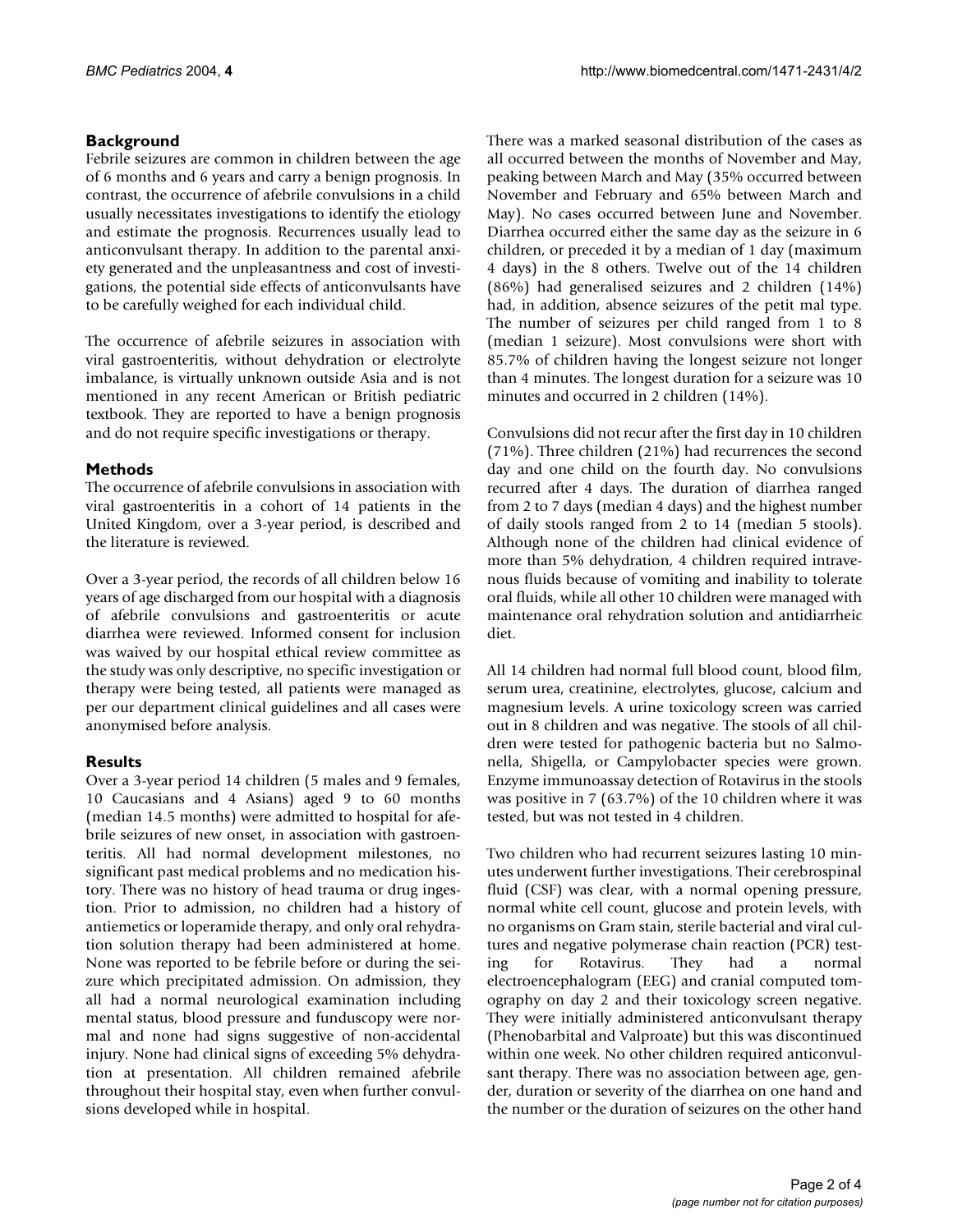## Background

Febrile seizures are common in children between the age of 6 months and 6 years and carry a benign prognosis. In contrast, the occurrence of afebrile convulsions in a child usually necessitates investigations to identify the etiology and estimate the prognosis. Recurrences usually lead to anticonvulsant therapy. In addition to the parental anxiety generated and the unpleasantness and cost of investigations, the potential side effects of anticonvulsants have to be carefully weighed for each individual child.

The occurrence of afebrile seizures in association with viral gastroenteritis, without dehydration or electrolyte imbalance, is virtually unknown outside Asia and is not mentioned in any recent American or British pediatric textbook. They are reported to have a benign prognosis and do not require specific investigations or therapy.

## Methods

The occurrence of afebrile convulsions in association with viral gastroenteritis in a cohort of 14 patients in the United Kingdom, over a 3-year period, is described and the literature is reviewed.

Over a 3-year period, the records of all children below 16 years of age discharged from our hospital with a diagnosis of afebrile convulsions and gastroenteritis or acute diarrhea were reviewed. Informed consent for inclusion was waived by our hospital ethical review committee as the study was only descriptive, no specific investigation or therapy were being tested, all patients were managed as per our department clinical guidelines and all cases were anonymised before analysis.

## Results

Over a 3-year period 14 children (5 males and 9 females, 10 Caucasians and 4 Asians) aged 9 to 60 months (median 14.5 months) were admitted to hospital for afebrile seizures of new onset, in association with gastroenteritis. All had normal development milestones, no significant past medical problems and no medication history. There was no history of head trauma or drug ingestion. Prior to admission, no children had a history of antiemetics or loperamide therapy, and only oral rehydration solution therapy had been administered at home. None was reported to be febrile before or during the seizure which precipitated admission. On admission, they all had a normal neurological examination including mental status, blood pressure and funduscopy were normal and none had signs suggestive of non-accidental injury. None had clinical signs of exceeding 5% dehydration at presentation. All children remained afebrile throughout their hospital stay, even when further convulsions developed while in hospital.

There was a marked seasonal distribution of the cases as all occurred between the months of November and May, peaking between March and May (35% occurred between November and February and 65% between March and May). No cases occurred between June and November. Diarrhea occurred either the same day as the seizure in 6 children, or preceded it by a median of 1 day (maximum 4 days) in the 8 others. Twelve out of the 14 children (86%) had generalised seizures and 2 children (14%) had, in addition, absence seizures of the petit mal type. The number of seizures per child ranged from 1 to 8 (median 1 seizure). Most convulsions were short with 85.7% of children having the longest seizure not longer than 4 minutes. The longest duration for a seizure was 10 minutes and occurred in 2 children (14%).

Convulsions did not recur after the first day in 10 children (71%). Three children (21%) had recurrences the second day and one child on the fourth day. No convulsions recurred after 4 days. The duration of diarrhea ranged from 2 to 7 days (median 4 days) and the highest number of daily stools ranged from 2 to 14 (median 5 stools). Although none of the children had clinical evidence of more than 5% dehydration, 4 children required intravenous fluids because of vomiting and inability to tolerate oral fluids, while all other 10 children were managed with maintenance oral rehydration solution and antidiarrheic diet.

All 14 children had normal full blood count, blood film, serum urea, creatinine, electrolytes, glucose, calcium and magnesium levels. A urine toxicology screen was carried out in 8 children and was negative. The stools of all children were tested for pathogenic bacteria but no Salmonella, Shigella, or Campylobacter species were grown. Enzyme immunoassay detection of Rotavirus in the stools was positive in 7 (63.7%) of the 10 children where it was tested, but was not tested in 4 children.

Two children who had recurrent seizures lasting 10 minutes underwent further investigations. Their cerebrospinal fluid (CSF) was clear, with a normal opening pressure, normal white cell count, glucose and protein levels, with no organisms on Gram stain, sterile bacterial and viral cultures and negative polymerase chain reaction (PCR) testing for Rotavirus. They had a normal electroencephalogram (EEG) and cranial computed tomography on day 2 and their toxicology screen negative. They were initially administered anticonvulsant therapy (Phenobarbital and Valproate) but this was discontinued within one week. No other children required anticonvulsant therapy. There was no association between age, gender, duration or severity of the diarrhea on one hand and the number or the duration of seizures on the other hand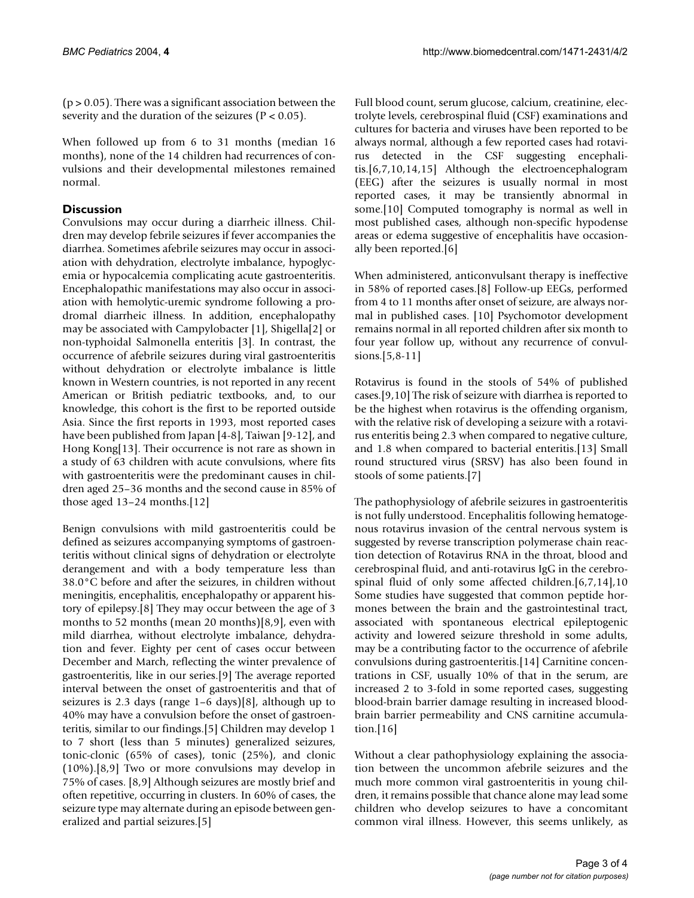(p > 0.05). There was a significant association between the severity and the duration of the seizures (P < 0.05).

When followed up from 6 to 31 months (median 16 months), none of the 14 children had recurrences of convulsions and their developmental milestones remained normal.

## Discussion

Convulsions may occur during a diarrheic illness. Children may develop febrile seizures if fever accompanies the diarrhea. Sometimes afebrile seizures may occur in association with dehydration, electrolyte imbalance, hypoglycemia or hypocalcemia complicating acute gastroenteritis. Encephalopathic manifestations may also occur in association with hemolytic-uremic syndrome following a prodromal diarrheic illness. In addition, encephalopathy may be associated with Campylobacter [1], Shigella[2] or non-typhoidal Salmonella enteritis [3]. In contrast, the occurrence of afebrile seizures during viral gastroenteritis without dehydration or electrolyte imbalance is little known in Western countries, is not reported in any recent American or British pediatric textbooks, and, to our knowledge, this cohort is the first to be reported outside Asia. Since the first reports in 1993, most reported cases have been published from Japan [4-8], Taiwan [9-12], and Hong Kong[13]. Their occurrence is not rare as shown in a study of 63 children with acute convulsions, where fits with gastroenteritis were the predominant causes in children aged 25–36 months and the second cause in 85% of those aged 13–24 months.[12]

Benign convulsions with mild gastroenteritis could be defined as seizures accompanying symptoms of gastroenteritis without clinical signs of dehydration or electrolyte derangement and with a body temperature less than 38.0°C before and after the seizures, in children without meningitis, encephalitis, encephalopathy or apparent history of epilepsy.[8] They may occur between the age of 3 months to 52 months (mean 20 months)[8,9], even with mild diarrhea, without electrolyte imbalance, dehydration and fever. Eighty per cent of cases occur between December and March, reflecting the winter prevalence of gastroenteritis, like in our series.[9] The average reported interval between the onset of gastroenteritis and that of seizures is 2.3 days (range 1–6 days)[8], although up to 40% may have a convulsion before the onset of gastroenteritis, similar to our findings.[5] Children may develop 1 to 7 short (less than 5 minutes) generalized seizures, tonic-clonic (65% of cases), tonic (25%), and clonic (10%).[8,9] Two or more convulsions may develop in 75% of cases. [8,9] Although seizures are mostly brief and often repetitive, occurring in clusters. In 60% of cases, the seizure type may alternate during an episode between generalized and partial seizures.[5]

Full blood count, serum glucose, calcium, creatinine, electrolyte levels, cerebrospinal fluid (CSF) examinations and cultures for bacteria and viruses have been reported to be always normal, although a few reported cases had rotavirus detected in the CSF suggesting encephalitis.[6,7,10,14,15] Although the electroencephalogram (EEG) after the seizures is usually normal in most reported cases, it may be transiently abnormal in some.[10] Computed tomography is normal as well in most published cases, although non-specific hypodense areas or edema suggestive of encephalitis have occasionally been reported.[6]

When administered, anticonvulsant therapy is ineffective in 58% of reported cases.[8] Follow-up EEGs, performed from 4 to 11 months after onset of seizure, are always normal in published cases. [10] Psychomotor development remains normal in all reported children after six month to four year follow up, without any recurrence of convulsions.[5,8-11]

Rotavirus is found in the stools of 54% of published cases.[9,10] The risk of seizure with diarrhea is reported to be the highest when rotavirus is the offending organism, with the relative risk of developing a seizure with a rotavirus enteritis being 2.3 when compared to negative culture, and 1.8 when compared to bacterial enteritis.[13] Small round structured virus (SRSV) has also been found in stools of some patients.[7]

The pathophysiology of afebrile seizures in gastroenteritis is not fully understood. Encephalitis following hematogenous rotavirus invasion of the central nervous system is suggested by reverse transcription polymerase chain reaction detection of Rotavirus RNA in the throat, blood and cerebrospinal fluid, and anti-rotavirus IgG in the cerebrospinal fluid of only some affected children.[6,7,14],10 Some studies have suggested that common peptide hormones between the brain and the gastrointestinal tract, associated with spontaneous electrical epileptogenic activity and lowered seizure threshold in some adults, may be a contributing factor to the occurrence of afebrile convulsions during gastroenteritis.[14] Carnitine concentrations in CSF, usually 10% of that in the serum, are increased 2 to 3-fold in some reported cases, suggesting blood-brain barrier damage resulting in increased blood-brain barrier permeability and CNS carnitine accumulation.[16]

Without a clear pathophysiology explaining the association between the uncommon afebrile seizures and the much more common viral gastroenteritis in young children, it remains possible that chance alone may lead some children who develop seizures to have a concomitant common viral illness. However, this seems unlikely, as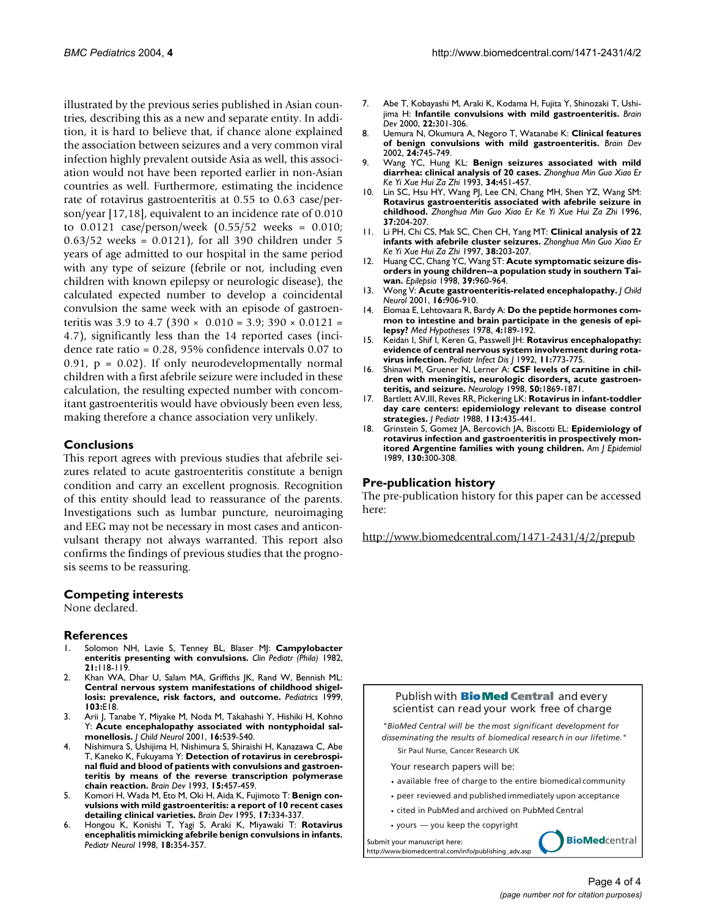illustrated by the previous series published in Asian countries, describing this as a new and separate entity. In addition, it is hard to believe that, if chance alone explained the association between seizures and a very common viral infection highly prevalent outside Asia as well, this association would not have been reported earlier in non-Asian countries as well. Furthermore, estimating the incidence rate of rotavirus gastroenteritis at 0.55 to 0.63 case/person/year [17,18], equivalent to an incidence rate of 0.010 to 0.0121 case/person/week (0.55/52 weeks = 0.010; 0.63/52 weeks = 0.0121), for all 390 children under 5 years of age admitted to our hospital in the same period with any type of seizure (febrile or not, including even children with known epilepsy or neurologic disease), the calculated expected number to develop a coincidental convulsion the same week with an episode of gastroenteritis was 3.9 to 4.7 ($390 \times 0.010 = 3.9$; $390 \times 0.0121 = 4.7$), significantly less than the 14 reported cases (incidence rate ratio = 0.28, 95% confidence intervals 0.07 to 0.91, $p = 0.02$). If only neurodevelopmentally normal children with a first afebrile seizure were included in these calculation, the resulting expected number with concomitant gastroenteritis would have obviously been even less, making therefore a chance association very unlikely.

## Conclusions

This report agrees with previous studies that afebrile seizures related to acute gastroenteritis constitute a benign condition and carry an excellent prognosis. Recognition of this entity should lead to reassurance of the parents. Investigations such as lumbar puncture, neuroimaging and EEG may not be necessary in most cases and anticonvulsant therapy not always warranted. This report also confirms the findings of previous studies that the prognosis seems to be reassuring.

## Competing interests

None declared.

## References

1. Solomon NH, Lavie S, Tenney BL, Blaser MJ: **Campylobacter enteritis presenting with convulsions.** *Clin Pediatr (Phila)* 1982, **21:**118-119.
2. Khan WA, Dhar U, Salam MA, Griffiths JK, Rand W, Bennish ML: **Central nervous system manifestations of childhood shigellosis: prevalence, risk factors, and outcome.** *Pediatrics* 1999, **103:**E18.
3. Arii J, Tanabe Y, Miyake M, Noda M, Takahashi Y, Hishiki H, Kohno Y: **Acute encephalopathy associated with nontyphoidal salmonellosis.** *J Child Neurol* 2001, **16:**539-540.
4. Nishimura S, Ushijima H, Nishimura S, Shiraishi H, Kanazawa C, Abe T, Kaneko K, Fukuyama Y: **Detection of rotavirus in cerebrospinal fluid and blood of patients with convulsions and gastroenteritis by means of the reverse transcription polymerase chain reaction.** *Brain Dev* 1993, **15:**457-459.
5. Komori H, Wada M, Eto M, Oki H, Aida K, Fujimoto T: **Benign convulsions with mild gastroenteritis: a report of 10 recent cases detailing clinical varieties.** *Brain Dev* 1995, **17:**334-337.
6. Hongou K, Konishi T, Yagi S, Araki K, Miyawaki T: **Rotavirus encephalitis mimicking afebrile benign convulsions in infants.** *Pediatr Neurol* 1998, **18:**354-357.
7. Abe T, Kobayashi M, Araki K, Kodama H, Fujita Y, Shinozaki T, Ushijima H: **Infantile convulsions with mild gastroenteritis.** *Brain Dev* 2000, **22:**301-306.
8. Uemura N, Okumura A, Negoro T, Watanabe K: **Clinical features of benign convulsions with mild gastroenteritis.** *Brain Dev* 2002, **24:**745-749.
9. Wang YC, Hung KL: **Benign seizures associated with mild diarrhea: clinical analysis of 20 cases.** *Zhonghua Min Guo Xiao Er Ke Yi Xue Hui Za Zhi* 1993, **34:**451-457.
10. Lin SC, Hsu HY, Wang PJ, Lee CN, Chang MH, Shen YZ, Wang SM: **Rotavirus gastroenteritis associated with afebrile seizure in childhood.** *Zhonghua Min Guo Xiao Er Ke Yi Xue Hui Za Zhi* 1996, **37:**204-207.
11. Li PH, Chi CS, Mak SC, Chen CH, Yang MT: **Clinical analysis of 22 infants with afebrile cluster seizures.** *Zhonghua Min Guo Xiao Er Ke Yi Xue Hui Za Zhi* 1997, **38:**203-207.
12. Huang CC, Chang YC, Wang ST: **Acute symptomatic seizure disorders in young children--a population study in southern Taiwan.** *Epilepsia* 1998, **39:**960-964.
13. Wong V: **Acute gastroenteritis-related encephalopathy.** *J Child Neurol* 2001, **16:**906-910.
14. Elomaa E, Lehtovaara R, Bardy A: **Do the peptide hormones common to intestine and brain participate in the genesis of epilepsy?** *Med Hypotheses* 1978, **4:**189-192.
15. Keidan I, Shif I, Keren G, Passwell JH: **Rotavirus encephalopathy: evidence of central nervous system involvement during rotavirus infection.** *Pediatr Infect Dis J* 1992, **11:**773-775.
16. Shinawi M, Gruener N, Lerner A: **CSF levels of carnitine in children with meningitis, neurologic disorders, acute gastroenteritis, and seizure.** *Neurology* 1998, **50:**1869-1871.
17. Bartlett AV,III, Reves RR, Pickering LK: **Rotavirus in infant-toddler day care centers: epidemiology relevant to disease control strategies.** *J Pediatr* 1988, **113:**435-441.
18. Grinstein S, Gomez JA, Bercovich JA, Biscotti EL: **Epidemiology of rotavirus infection and gastroenteritis in prospectively monitored Argentine families with young children.** *Am J Epidemiol* 1989, **130:**300-308.

## Pre-publication history

The pre-publication history for this paper can be accessed here:

http://www.biomedcentral.com/1471-2431/4/2/prepub

Publish with **BioMed Central** and every scientist can read your work free of charge

*"BioMed Central will be the most significant development for disseminating the results of biomedical research in our lifetime."*

Sir Paul Nurse, Cancer Research UK

Your research papers will be:

- available free of charge to the entire biomedical community
- peer reviewed and published immediately upon acceptance
- cited in PubMed and archived on PubMed Central
- yours — you keep the copyright

Submit your manuscript here:
http://www.biomedcentral.com/info/publishing_adv.asp

**BioMed**central